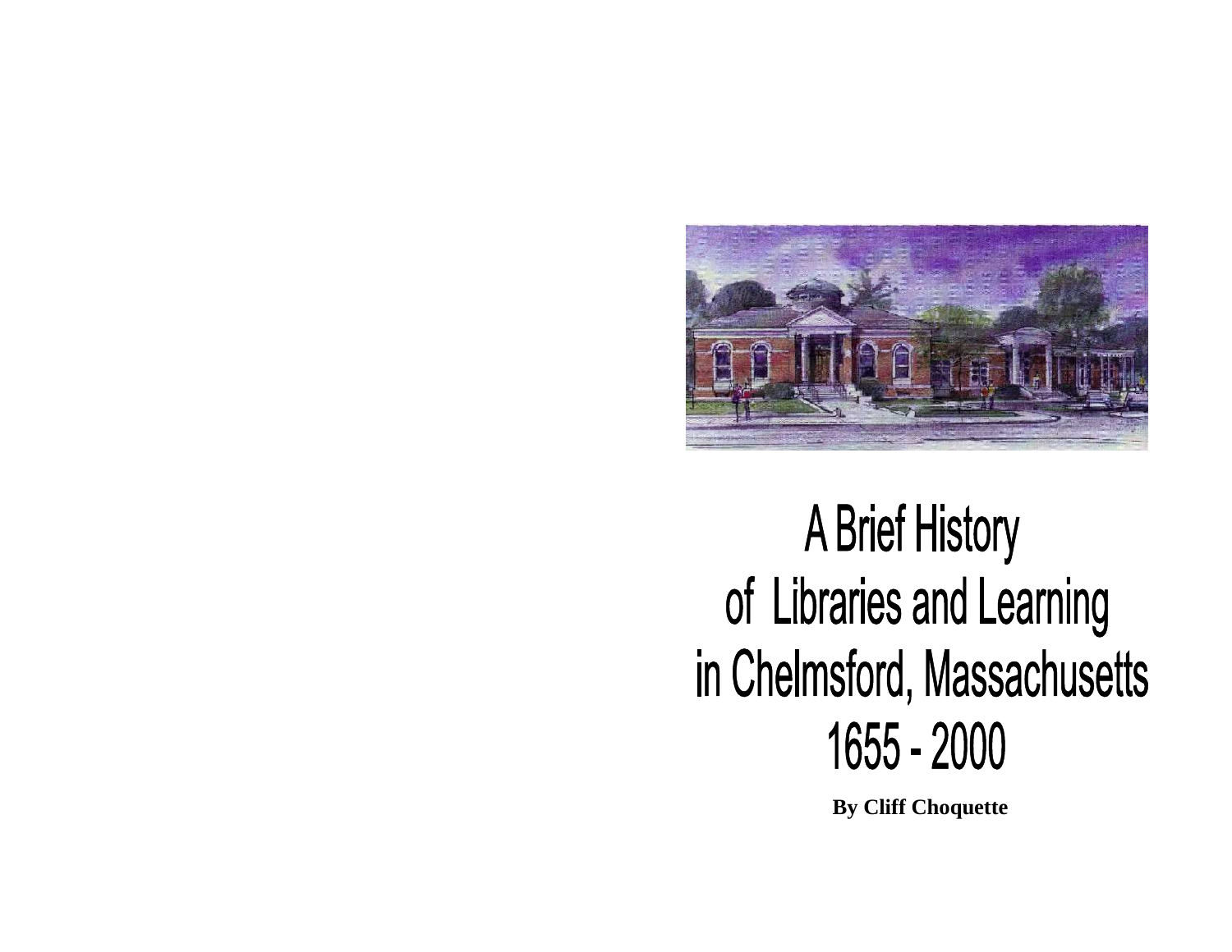# A Brief History of Libraries and Learning in Chelmsford, Massachusetts 1655 - 2000

**By Cliff Choquette**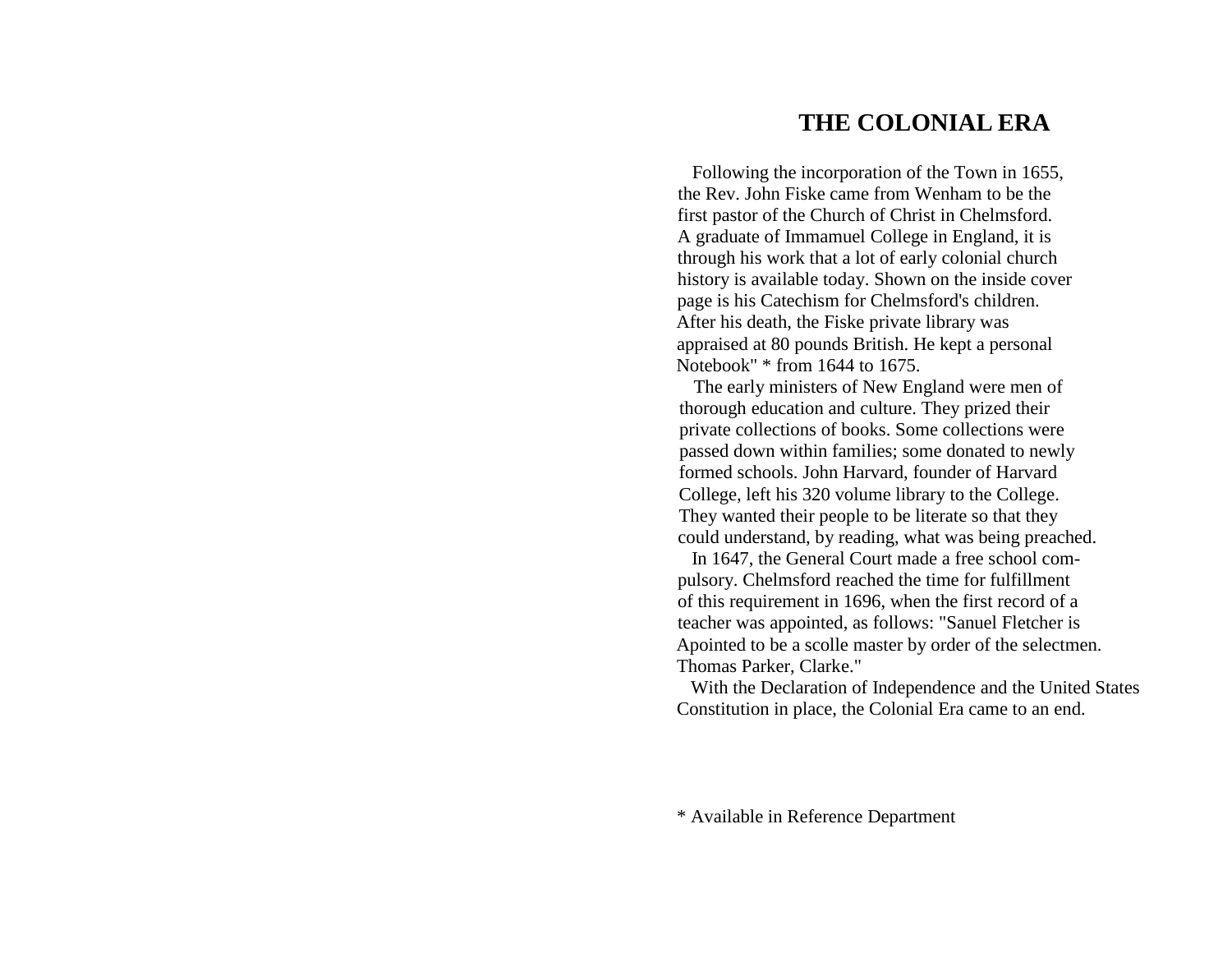# THE COLONIAL ERA

Following the incorporation of the Town in 1655, the Rev. John Fiske came from Wenham to be the first pastor of the Church of Christ in Chelmsford. A graduate of Immamuel College in England, it is through his work that a lot of early colonial church history is available today. Shown on the inside cover page is his Catechism for Chelmsford's children. After his death, the Fiske private library was appraised at 80 pounds British. He kept a personal Notebook" * from 1644 to 1675.

The early ministers of New England were men of thorough education and culture. They prized their private collections of books. Some collections were passed down within families; some donated to newly formed schools. John Harvard, founder of Harvard College, left his 320 volume library to the College. They wanted their people to be literate so that they could understand, by reading, what was being preached.

In 1647, the General Court made a free school compulsory. Chelmsford reached the time for fulfillment of this requirement in 1696, when the first record of a teacher was appointed, as follows: "Sanuel Fletcher is Apointed to be a scolle master by order of the selectmen. Thomas Parker, Clarke."

With the Declaration of Independence and the United States Constitution in place, the Colonial Era came to an end.

* Available in Reference Department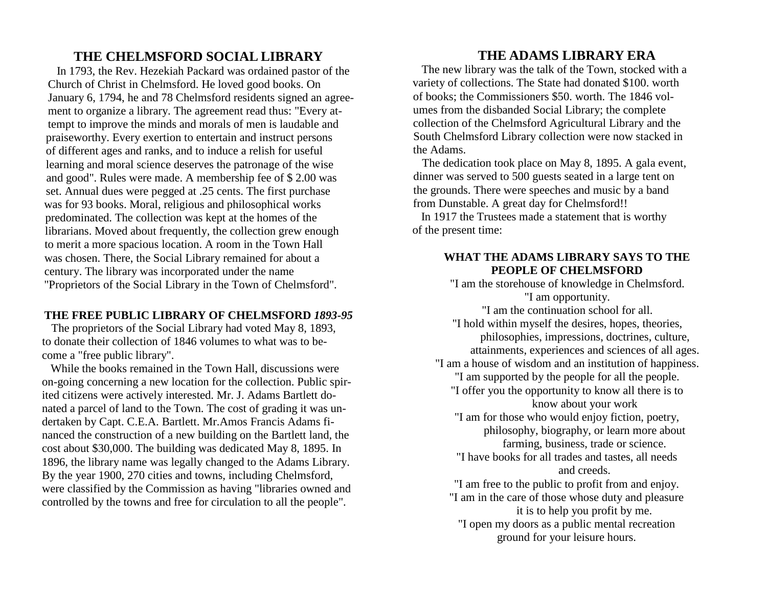## THE CHELMSFORD SOCIAL LIBRARY

In 1793, the Rev. Hezekiah Packard was ordained pastor of the Church of Christ in Chelmsford. He loved good books. On January 6, 1794, he and 78 Chelmsford residents signed an agreement to organize a library. The agreement read thus: "Every attempt to improve the minds and morals of men is laudable and praiseworthy. Every exertion to entertain and instruct persons of different ages and ranks, and to induce a relish for useful learning and moral science deserves the patronage of the wise and good". Rules were made. A membership fee of $ 2.00 was set. Annual dues were pegged at .25 cents. The first purchase was for 93 books. Moral, religious and philosophical works predominated. The collection was kept at the homes of the librarians. Moved about frequently, the collection grew enough to merit a more spacious location. A room in the Town Hall was chosen. There, the Social Library remained for about a century. The library was incorporated under the name "Proprietors of the Social Library in the Town of Chelmsford".

### THE FREE PUBLIC LIBRARY OF CHELMSFORD *1893-95*

The proprietors of the Social Library had voted May 8, 1893, to donate their collection of 1846 volumes to what was to become a "free public library".

While the books remained in the Town Hall, discussions were on-going concerning a new location for the collection. Public spirited citizens were actively interested. Mr. J. Adams Bartlett donated a parcel of land to the Town. The cost of grading it was undertaken by Capt. C.E.A. Bartlett. Mr.Amos Francis Adams financed the construction of a new building on the Bartlett land, the cost about $30,000. The building was dedicated May 8, 1895. In 1896, the library name was legally changed to the Adams Library. By the year 1900, 270 cities and towns, including Chelmsford, were classified by the Commission as having "libraries owned and controlled by the towns and free for circulation to all the people".

## THE ADAMS LIBRARY ERA

The new library was the talk of the Town, stocked with a variety of collections. The State had donated $100. worth of books; the Commissioners $50. worth. The 1846 volumes from the disbanded Social Library; the complete collection of the Chelmsford Agricultural Library and the South Chelmsford Library collection were now stacked in the Adams.

The dedication took place on May 8, 1895. A gala event, dinner was served to 500 guests seated in a large tent on the grounds. There were speeches and music by a band from Dunstable. A great day for Chelmsford!!

In 1917 the Trustees made a statement that is worthy of the present time:

### WHAT THE ADAMS LIBRARY SAYS TO THE PEOPLE OF CHELMSFORD

"I am the storehouse of knowledge in Chelmsford.
"I am opportunity.
"I am the continuation school for all.
"I hold within myself the desires, hopes, theories, philosophies, impressions, doctrines, culture, attainments, experiences and sciences of all ages.
"I am a house of wisdom and an institution of happiness.
"I am supported by the people for all the people.
"I offer you the opportunity to know all there is to know about your work
"I am for those who would enjoy fiction, poetry, philosophy, biography, or learn more about farming, business, trade or science.
"I have books for all trades and tastes, all needs and creeds.
"I am free to the public to profit from and enjoy.
"I am in the care of those whose duty and pleasure it is to help you profit by me.
"I open my doors as a public mental recreation ground for your leisure hours.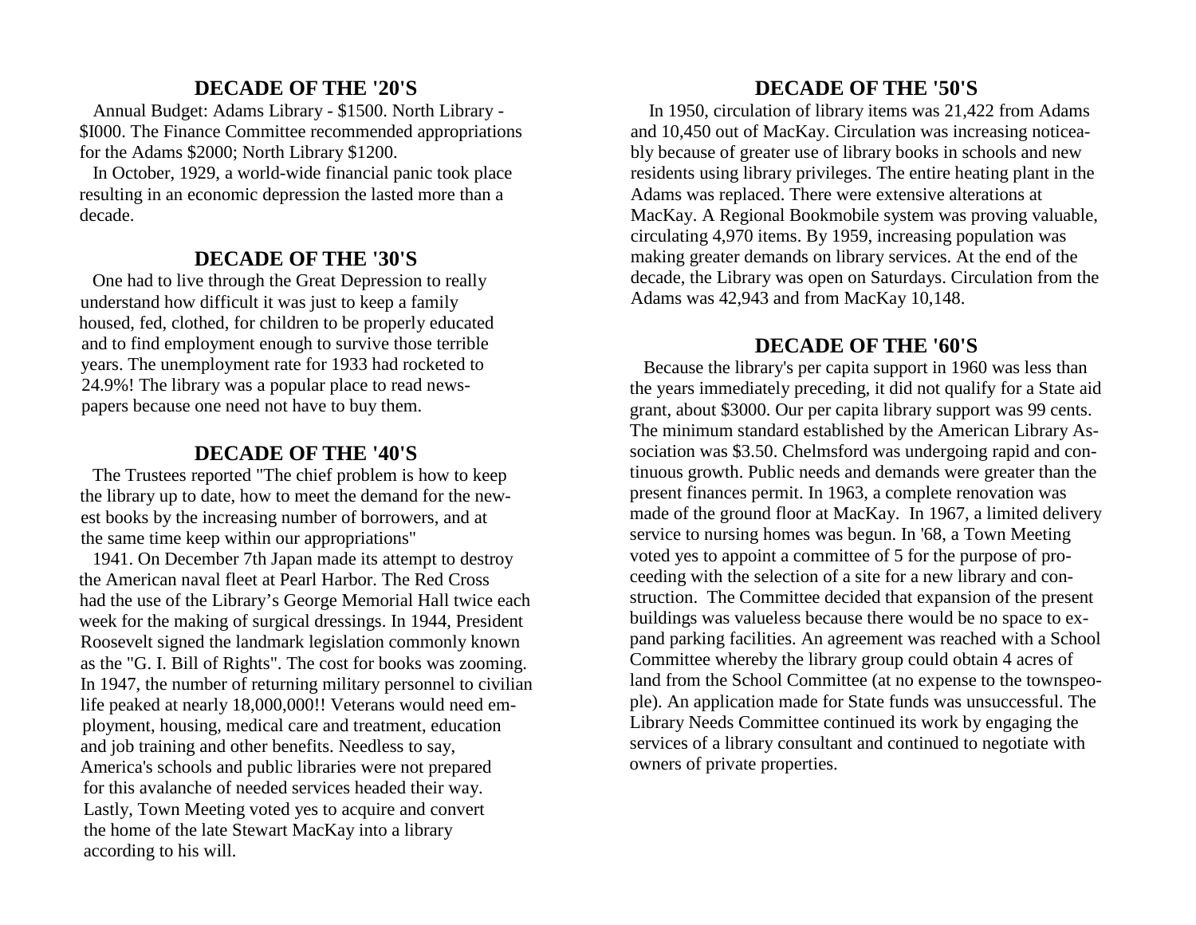## DECADE OF THE '20'S

Annual Budget: Adams Library - $1500. North Library - $I000. The Finance Committee recommended appropriations for the Adams $2000; North Library $1200.

In October, 1929, a world-wide financial panic took place resulting in an economic depression the lasted more than a decade.

## DECADE OF THE '30'S

One had to live through the Great Depression to really understand how difficult it was just to keep a family housed, fed, clothed, for children to be properly educated and to find employment enough to survive those terrible years. The unemployment rate for 1933 had rocketed to 24.9%! The library was a popular place to read newspapers because one need not have to buy them.

## DECADE OF THE '40'S

The Trustees reported "The chief problem is how to keep the library up to date, how to meet the demand for the newest books by the increasing number of borrowers, and at the same time keep within our appropriations"

1941. On December 7th Japan made its attempt to destroy the American naval fleet at Pearl Harbor. The Red Cross had the use of the Library's George Memorial Hall twice each week for the making of surgical dressings. In 1944, President Roosevelt signed the landmark legislation commonly known as the "G. I. Bill of Rights". The cost for books was zooming. In 1947, the number of returning military personnel to civilian life peaked at nearly 18,000,000!! Veterans would need employment, housing, medical care and treatment, education and job training and other benefits. Needless to say, America's schools and public libraries were not prepared for this avalanche of needed services headed their way. Lastly, Town Meeting voted yes to acquire and convert the home of the late Stewart MacKay into a library according to his will.

## DECADE OF THE '50'S

In 1950, circulation of library items was 21,422 from Adams and 10,450 out of MacKay. Circulation was increasing noticeably because of greater use of library books in schools and new residents using library privileges. The entire heating plant in the Adams was replaced. There were extensive alterations at MacKay. A Regional Bookmobile system was proving valuable, circulating 4,970 items. By 1959, increasing population was making greater demands on library services. At the end of the decade, the Library was open on Saturdays. Circulation from the Adams was 42,943 and from MacKay 10,148.

## DECADE OF THE '60'S

Because the library's per capita support in 1960 was less than the years immediately preceding, it did not qualify for a State aid grant, about $3000. Our per capita library support was 99 cents. The minimum standard established by the American Library Association was $3.50. Chelmsford was undergoing rapid and continuous growth. Public needs and demands were greater than the present finances permit. In 1963, a complete renovation was made of the ground floor at MacKay. In 1967, a limited delivery service to nursing homes was begun. In '68, a Town Meeting voted yes to appoint a committee of 5 for the purpose of proceeding with the selection of a site for a new library and construction. The Committee decided that expansion of the present buildings was valueless because there would be no space to expand parking facilities. An agreement was reached with a School Committee whereby the library group could obtain 4 acres of land from the School Committee (at no expense to the townspeople). An application made for State funds was unsuccessful. The Library Needs Committee continued its work by engaging the services of a library consultant and continued to negotiate with owners of private properties.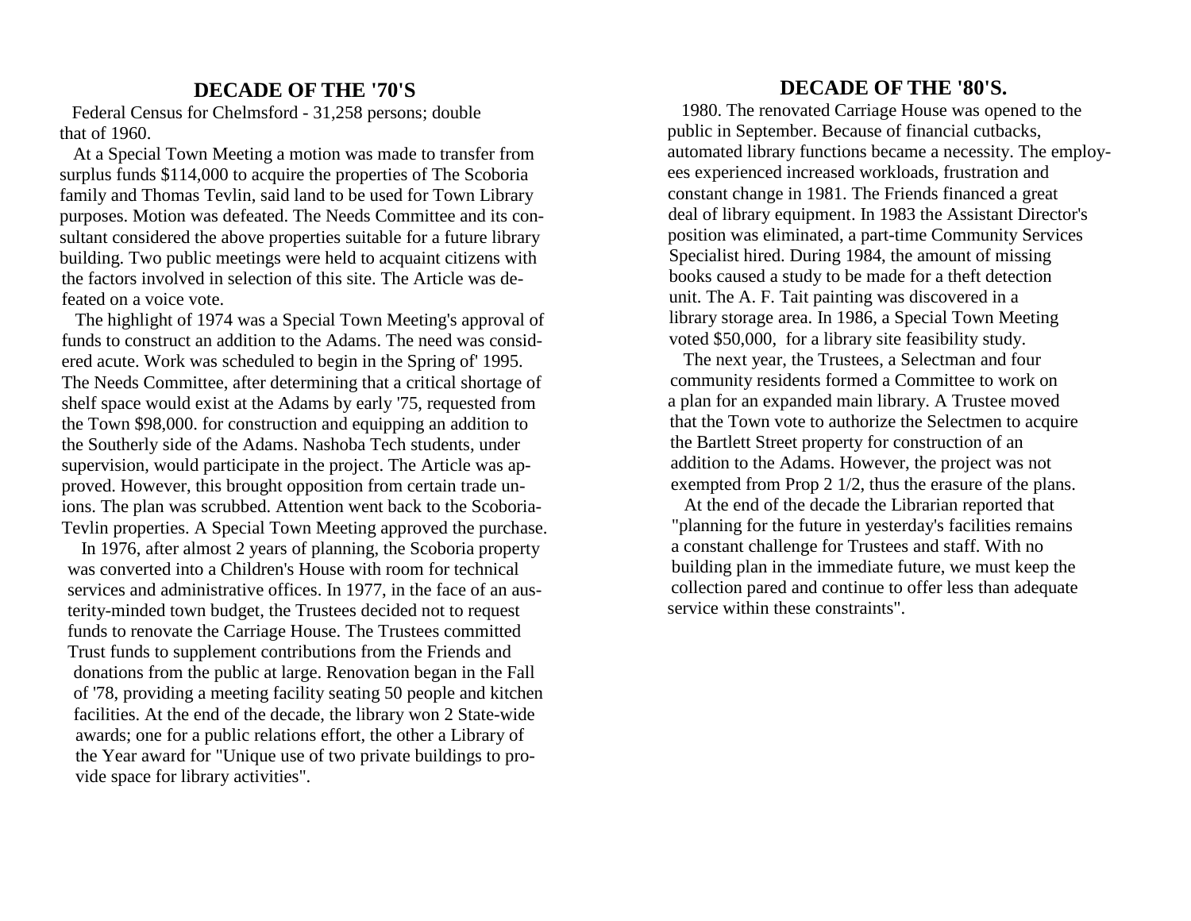## DECADE OF THE '70'S

Federal Census for Chelmsford - 31,258 persons; double that of 1960.

At a Special Town Meeting a motion was made to transfer from surplus funds $114,000 to acquire the properties of The Scoboria family and Thomas Tevlin, said land to be used for Town Library purposes. Motion was defeated. The Needs Committee and its consultant considered the above properties suitable for a future library building. Two public meetings were held to acquaint citizens with the factors involved in selection of this site. The Article was defeated on a voice vote.

The highlight of 1974 was a Special Town Meeting's approval of funds to construct an addition to the Adams. The need was considered acute. Work was scheduled to begin in the Spring of' 1995. The Needs Committee, after determining that a critical shortage of shelf space would exist at the Adams by early '75, requested from the Town $98,000. for construction and equipping an addition to the Southerly side of the Adams. Nashoba Tech students, under supervision, would participate in the project. The Article was approved. However, this brought opposition from certain trade unions. The plan was scrubbed. Attention went back to the Scoboria-Tevlin properties. A Special Town Meeting approved the purchase.

In 1976, after almost 2 years of planning, the Scoboria property was converted into a Children's House with room for technical services and administrative offices. In 1977, in the face of an austerity-minded town budget, the Trustees decided not to request funds to renovate the Carriage House. The Trustees committed Trust funds to supplement contributions from the Friends and donations from the public at large. Renovation began in the Fall of '78, providing a meeting facility seating 50 people and kitchen facilities. At the end of the decade, the library won 2 State-wide awards; one for a public relations effort, the other a Library of the Year award for "Unique use of two private buildings to provide space for library activities".

## DECADE OF THE '80'S.

1980. The renovated Carriage House was opened to the public in September. Because of financial cutbacks, automated library functions became a necessity. The employees experienced increased workloads, frustration and constant change in 1981. The Friends financed a great deal of library equipment. In 1983 the Assistant Director's position was eliminated, a part-time Community Services Specialist hired. During 1984, the amount of missing books caused a study to be made for a theft detection unit. The A. F. Tait painting was discovered in a library storage area. In 1986, a Special Town Meeting voted $50,000, for a library site feasibility study.

The next year, the Trustees, a Selectman and four community residents formed a Committee to work on a plan for an expanded main library. A Trustee moved that the Town vote to authorize the Selectmen to acquire the Bartlett Street property for construction of an addition to the Adams. However, the project was not exempted from Prop 2 1/2, thus the erasure of the plans.

At the end of the decade the Librarian reported that "planning for the future in yesterday's facilities remains a constant challenge for Trustees and staff. With no building plan in the immediate future, we must keep the collection pared and continue to offer less than adequate service within these constraints".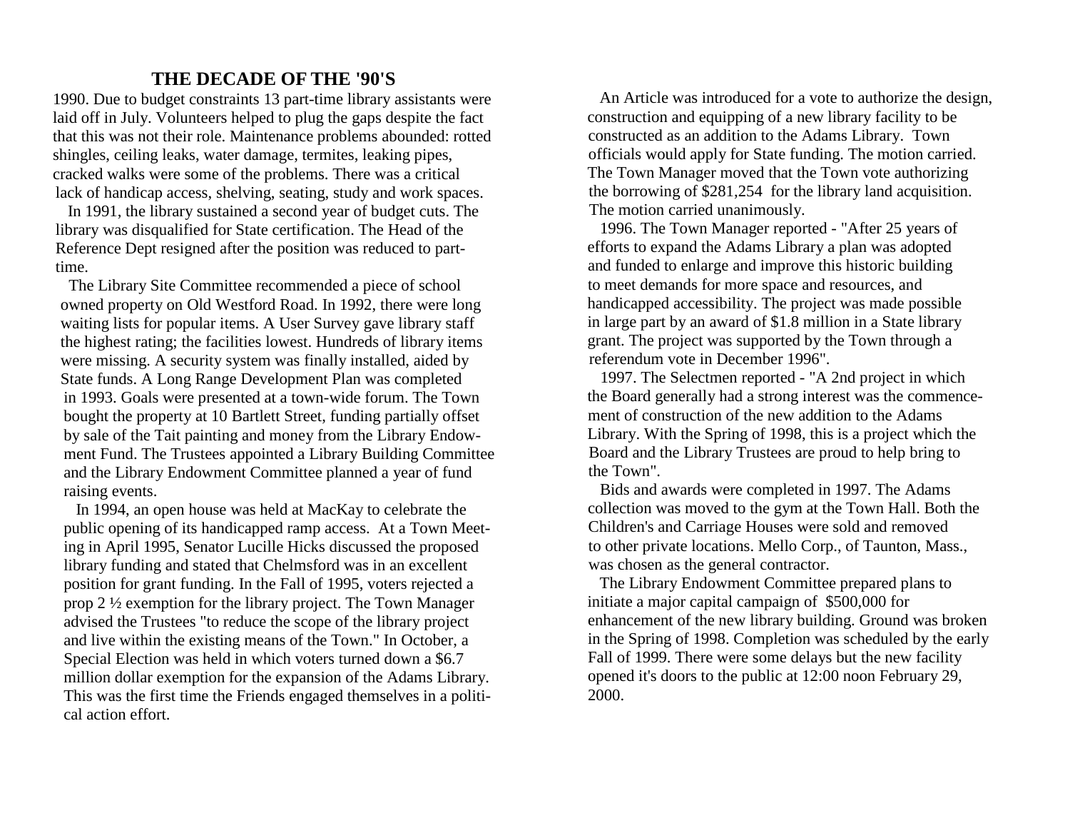## THE DECADE OF THE '90'S

1990. Due to budget constraints 13 part-time library assistants were laid off in July. Volunteers helped to plug the gaps despite the fact that this was not their role. Maintenance problems abounded: rotted shingles, ceiling leaks, water damage, termites, leaking pipes, cracked walks were some of the problems. There was a critical lack of handicap access, shelving, seating, study and work spaces.

In 1991, the library sustained a second year of budget cuts. The library was disqualified for State certification. The Head of the Reference Dept resigned after the position was reduced to part-time.

The Library Site Committee recommended a piece of school owned property on Old Westford Road. In 1992, there were long waiting lists for popular items. A User Survey gave library staff the highest rating; the facilities lowest. Hundreds of library items were missing. A security system was finally installed, aided by State funds. A Long Range Development Plan was completed in 1993. Goals were presented at a town-wide forum. The Town bought the property at 10 Bartlett Street, funding partially offset by sale of the Tait painting and money from the Library Endowment Fund. The Trustees appointed a Library Building Committee and the Library Endowment Committee planned a year of fund raising events.

In 1994, an open house was held at MacKay to celebrate the public opening of its handicapped ramp access. At a Town Meeting in April 1995, Senator Lucille Hicks discussed the proposed library funding and stated that Chelmsford was in an excellent position for grant funding. In the Fall of 1995, voters rejected a prop 2 ½ exemption for the library project. The Town Manager advised the Trustees "to reduce the scope of the library project and live within the existing means of the Town." In October, a Special Election was held in which voters turned down a $6.7 million dollar exemption for the expansion of the Adams Library. This was the first time the Friends engaged themselves in a political action effort.

An Article was introduced for a vote to authorize the design, construction and equipping of a new library facility to be constructed as an addition to the Adams Library. Town officials would apply for State funding. The motion carried. The Town Manager moved that the Town vote authorizing the borrowing of $281,254 for the library land acquisition. The motion carried unanimously.

1996. The Town Manager reported - "After 25 years of efforts to expand the Adams Library a plan was adopted and funded to enlarge and improve this historic building to meet demands for more space and resources, and handicapped accessibility. The project was made possible in large part by an award of $1.8 million in a State library grant. The project was supported by the Town through a referendum vote in December 1996".

1997. The Selectmen reported - "A 2nd project in which the Board generally had a strong interest was the commencement of construction of the new addition to the Adams Library. With the Spring of 1998, this is a project which the Board and the Library Trustees are proud to help bring to the Town".

Bids and awards were completed in 1997. The Adams collection was moved to the gym at the Town Hall. Both the Children's and Carriage Houses were sold and removed to other private locations. Mello Corp., of Taunton, Mass., was chosen as the general contractor.

The Library Endowment Committee prepared plans to initiate a major capital campaign of $500,000 for enhancement of the new library building. Ground was broken in the Spring of 1998. Completion was scheduled by the early Fall of 1999. There were some delays but the new facility opened it's doors to the public at 12:00 noon February 29, 2000.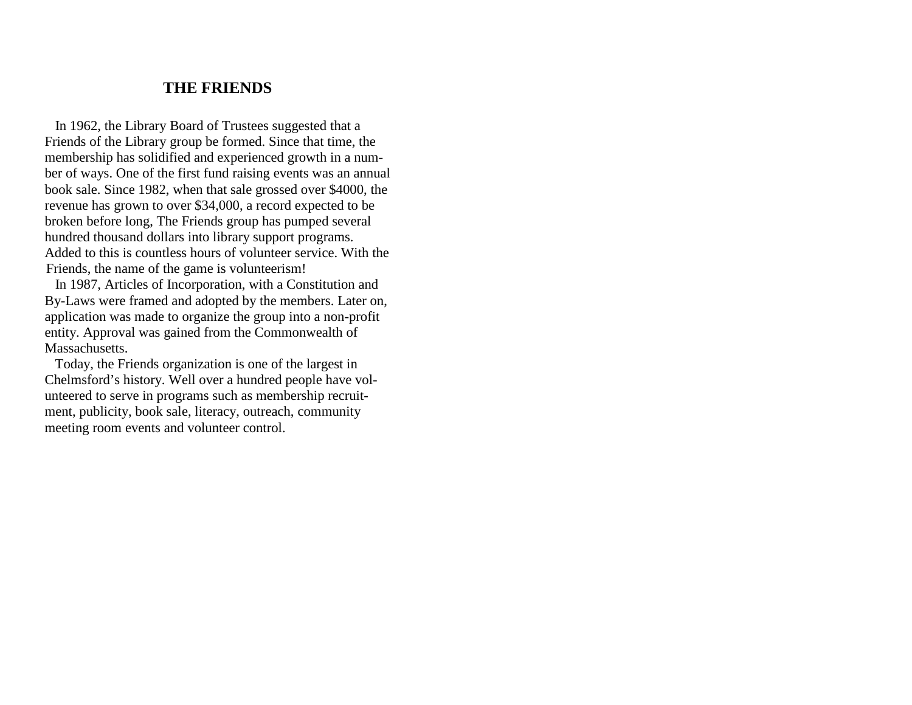## THE FRIENDS

In 1962, the Library Board of Trustees suggested that a Friends of the Library group be formed. Since that time, the membership has solidified and experienced growth in a number of ways. One of the first fund raising events was an annual book sale. Since 1982, when that sale grossed over $4000, the revenue has grown to over $34,000, a record expected to be broken before long, The Friends group has pumped several hundred thousand dollars into library support programs. Added to this is countless hours of volunteer service. With the Friends, the name of the game is volunteerism!

In 1987, Articles of Incorporation, with a Constitution and By-Laws were framed and adopted by the members. Later on, application was made to organize the group into a non-profit entity. Approval was gained from the Commonwealth of Massachusetts.

Today, the Friends organization is one of the largest in Chelmsford's history. Well over a hundred people have volunteered to serve in programs such as membership recruitment, publicity, book sale, literacy, outreach, community meeting room events and volunteer control.